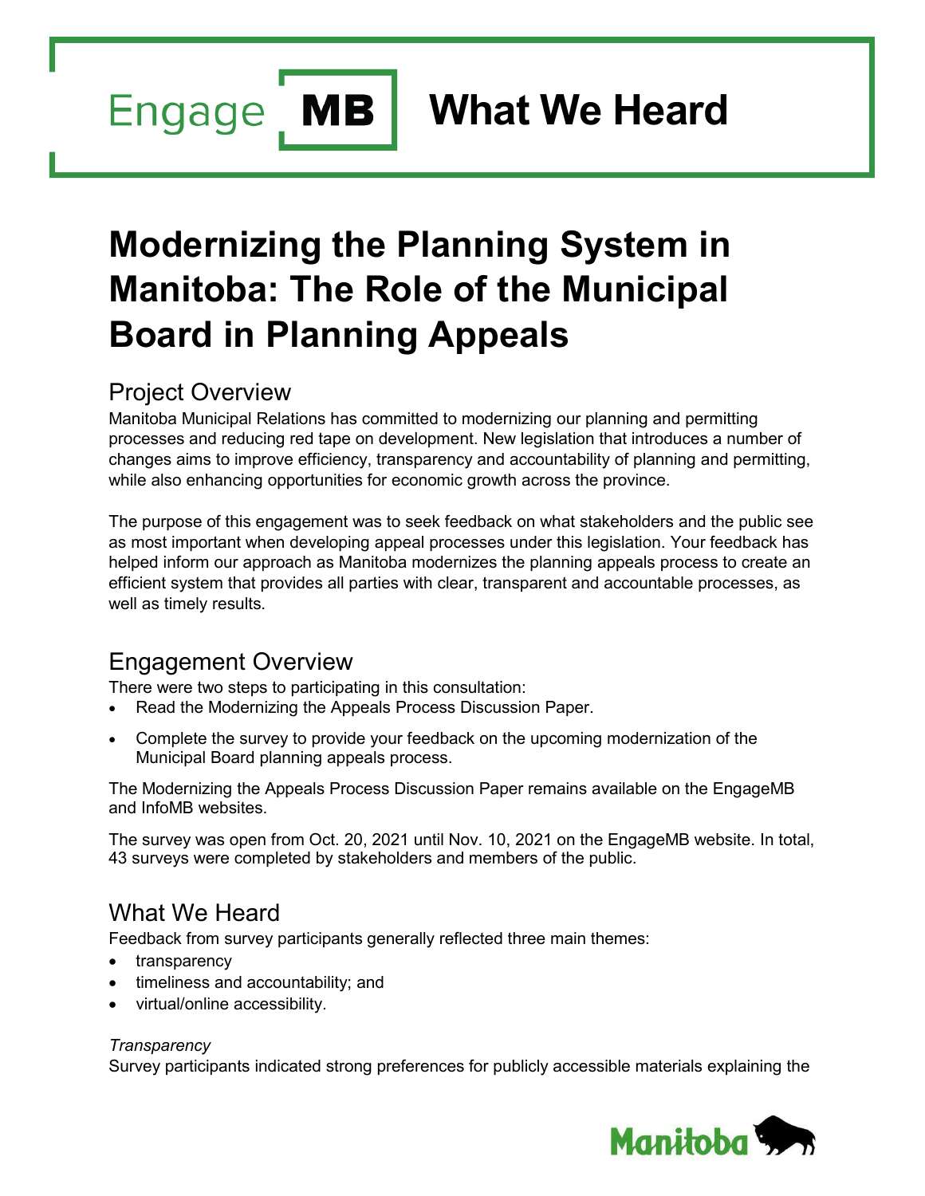Engage **MB** **What We Heard**

# Modernizing the Planning System in Manitoba: The Role of the Municipal Board in Planning Appeals

## Project Overview

Manitoba Municipal Relations has committed to modernizing our planning and permitting processes and reducing red tape on development. New legislation that introduces a number of changes aims to improve efficiency, transparency and accountability of planning and permitting, while also enhancing opportunities for economic growth across the province.

The purpose of this engagement was to seek feedback on what stakeholders and the public see as most important when developing appeal processes under this legislation. Your feedback has helped inform our approach as Manitoba modernizes the planning appeals process to create an efficient system that provides all parties with clear, transparent and accountable processes, as well as timely results.

## Engagement Overview

There were two steps to participating in this consultation:

- Read the Modernizing the Appeals Process Discussion Paper.
- Complete the survey to provide your feedback on the upcoming modernization of the Municipal Board planning appeals process.

The Modernizing the Appeals Process Discussion Paper remains available on the EngageMB and InfoMB websites.

The survey was open from Oct. 20, 2021 until Nov. 10, 2021 on the EngageMB website. In total, 43 surveys were completed by stakeholders and members of the public.

## What We Heard

Feedback from survey participants generally reflected three main themes:

- transparency
- timeliness and accountability; and
- virtual/online accessibility.

*Transparency*

Survey participants indicated strong preferences for publicly accessible materials explaining the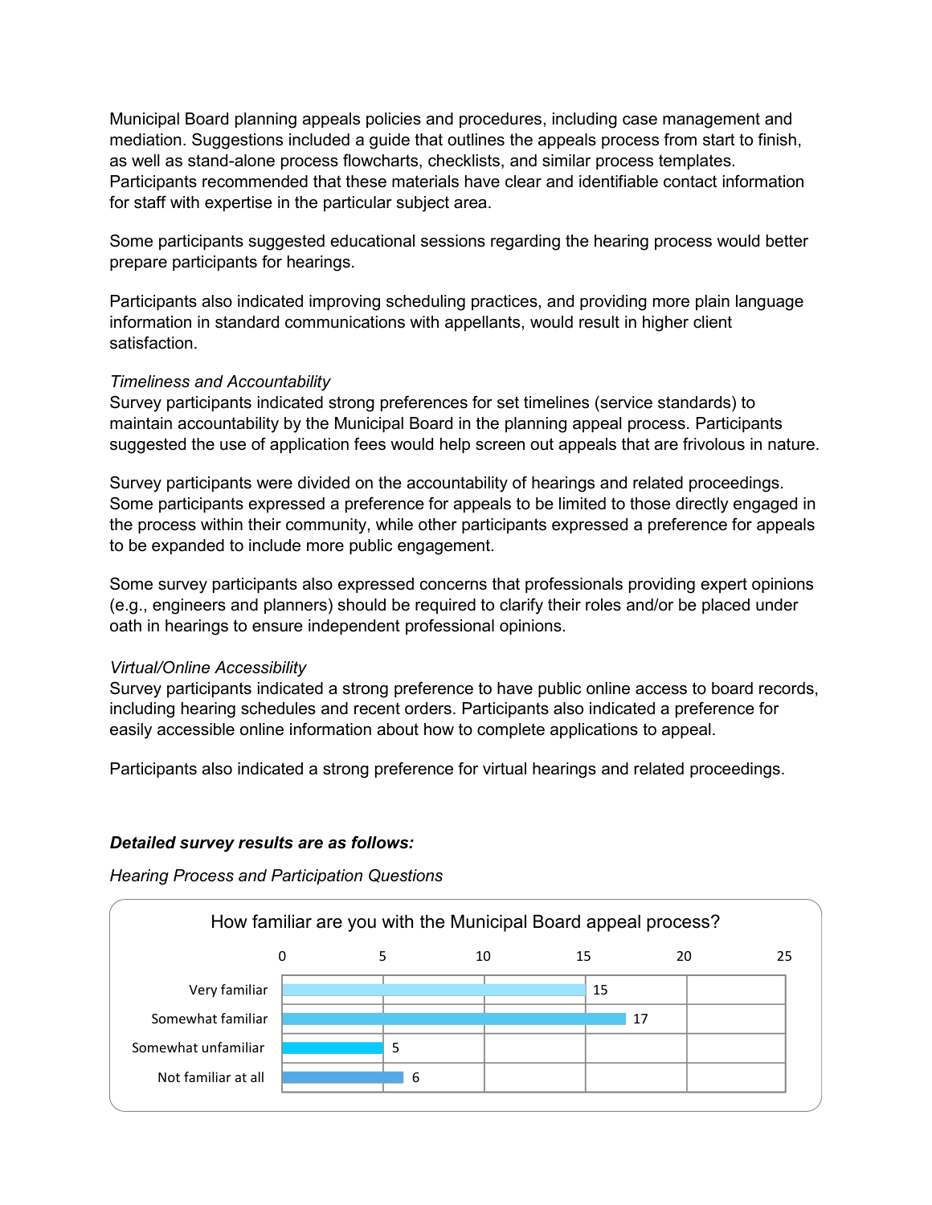Municipal Board planning appeals policies and procedures, including case management and mediation. Suggestions included a guide that outlines the appeals process from start to finish, as well as stand-alone process flowcharts, checklists, and similar process templates. Participants recommended that these materials have clear and identifiable contact information for staff with expertise in the particular subject area.

Some participants suggested educational sessions regarding the hearing process would better prepare participants for hearings.

Participants also indicated improving scheduling practices, and providing more plain language information in standard communications with appellants, would result in higher client satisfaction.

*Timeliness and Accountability*

Survey participants indicated strong preferences for set timelines (service standards) to maintain accountability by the Municipal Board in the planning appeal process. Participants suggested the use of application fees would help screen out appeals that are frivolous in nature.

Survey participants were divided on the accountability of hearings and related proceedings. Some participants expressed a preference for appeals to be limited to those directly engaged in the process within their community, while other participants expressed a preference for appeals to be expanded to include more public engagement.

Some survey participants also expressed concerns that professionals providing expert opinions (e.g., engineers and planners) should be required to clarify their roles and/or be placed under oath in hearings to ensure independent professional opinions.

*Virtual/Online Accessibility*

Survey participants indicated a strong preference to have public online access to board records, including hearing schedules and recent orders. Participants also indicated a preference for easily accessible online information about how to complete applications to appeal.

Participants also indicated a strong preference for virtual hearings and related proceedings.

***Detailed survey results are as follows:***

*Hearing Process and Participation Questions*

How familiar are you with the Municipal Board appeal process?

| Response | Count |
| --- | --- |
| Very familiar | 15 |
| Somewhat familiar | 17 |
| Somewhat unfamiliar | 5 |
| Not familiar at all | 6 |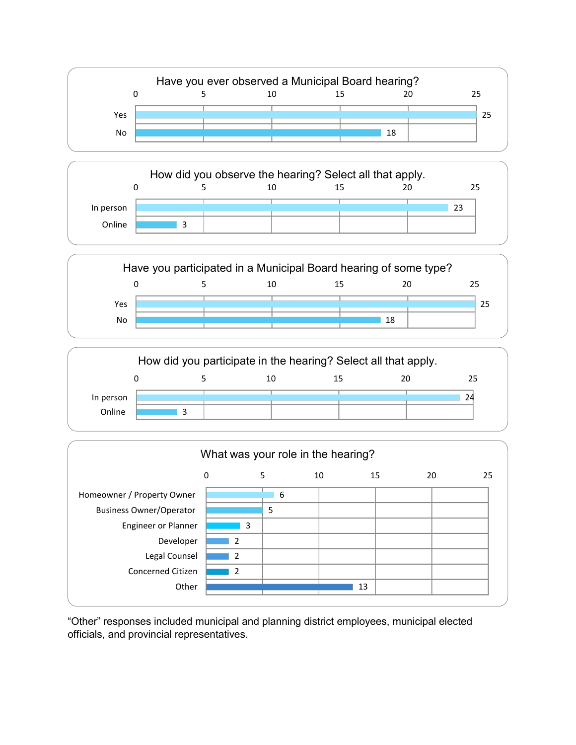**Have you ever observed a Municipal Board hearing?**

| Response | Count |
|---|---|
| Yes | 25 |
| No | 18 |

**How did you observe the hearing? Select all that apply.**

| Response | Count |
|---|---|
| In person | 23 |
| Online | 3 |

**Have you participated in a Municipal Board hearing of some type?**

| Response | Count |
|---|---|
| Yes | 25 |
| No | 18 |

**How did you participate in the hearing? Select all that apply.**

| Response | Count |
|---|---|
| In person | 24 |
| Online | 3 |

**What was your role in the hearing?**

| Role | Count |
|---|---|
| Homeowner / Property Owner | 6 |
| Business Owner/Operator | 5 |
| Engineer or Planner | 3 |
| Developer | 2 |
| Legal Counsel | 2 |
| Concerned Citizen | 2 |
| Other | 13 |

"Other" responses included municipal and planning district employees, municipal elected officials, and provincial representatives.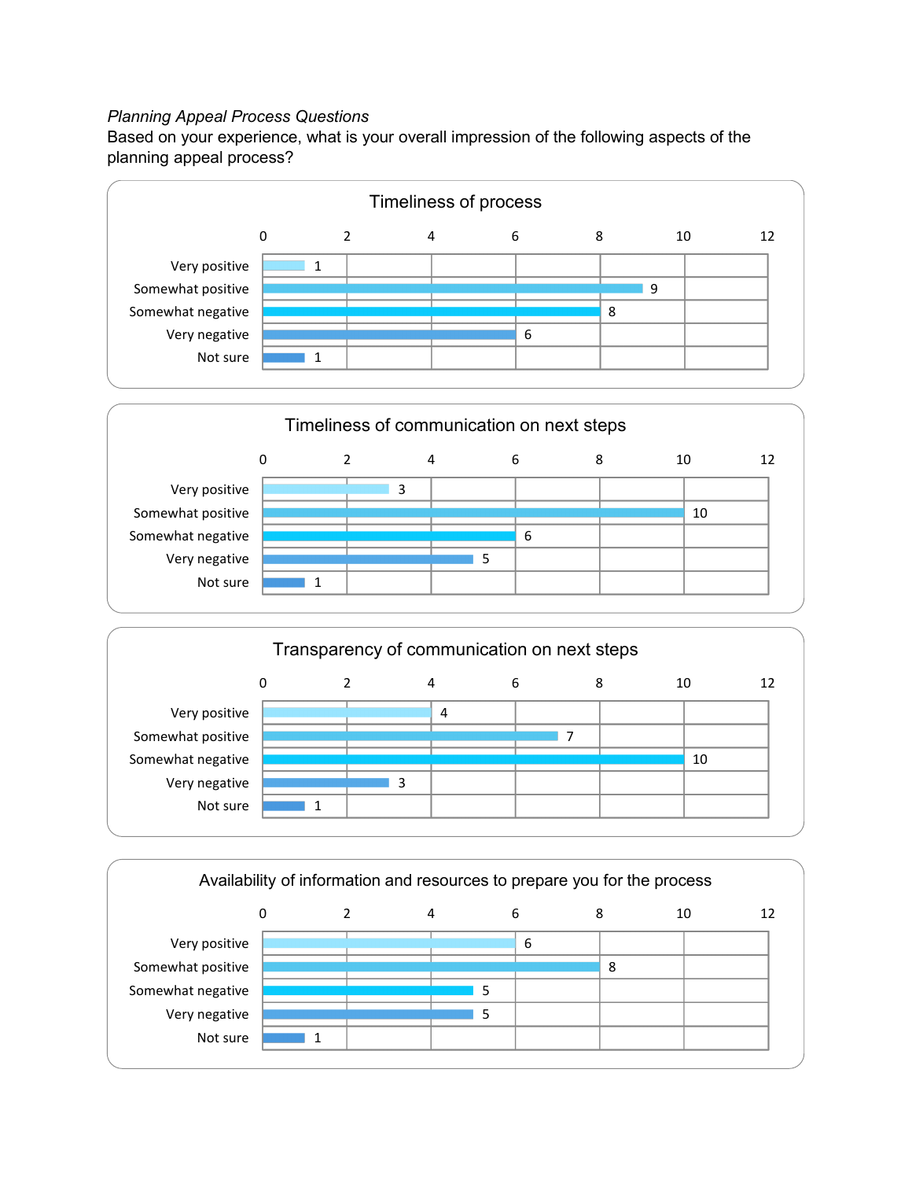*Planning Appeal Process Questions*

Based on your experience, what is your overall impression of the following aspects of the planning appeal process?

**Timeliness of process**

| Response | Count |
|---|---|
| Very positive | 1 |
| Somewhat positive | 9 |
| Somewhat negative | 8 |
| Very negative | 6 |
| Not sure | 1 |

**Timeliness of communication on next steps**

| Response | Count |
|---|---|
| Very positive | 3 |
| Somewhat positive | 10 |
| Somewhat negative | 6 |
| Very negative | 5 |
| Not sure | 1 |

**Transparency of communication on next steps**

| Response | Count |
|---|---|
| Very positive | 4 |
| Somewhat positive | 7 |
| Somewhat negative | 10 |
| Very negative | 3 |
| Not sure | 1 |

**Availability of information and resources to prepare you for the process**

| Response | Count |
|---|---|
| Very positive | 6 |
| Somewhat positive | 8 |
| Somewhat negative | 5 |
| Very negative | 5 |
| Not sure | 1 |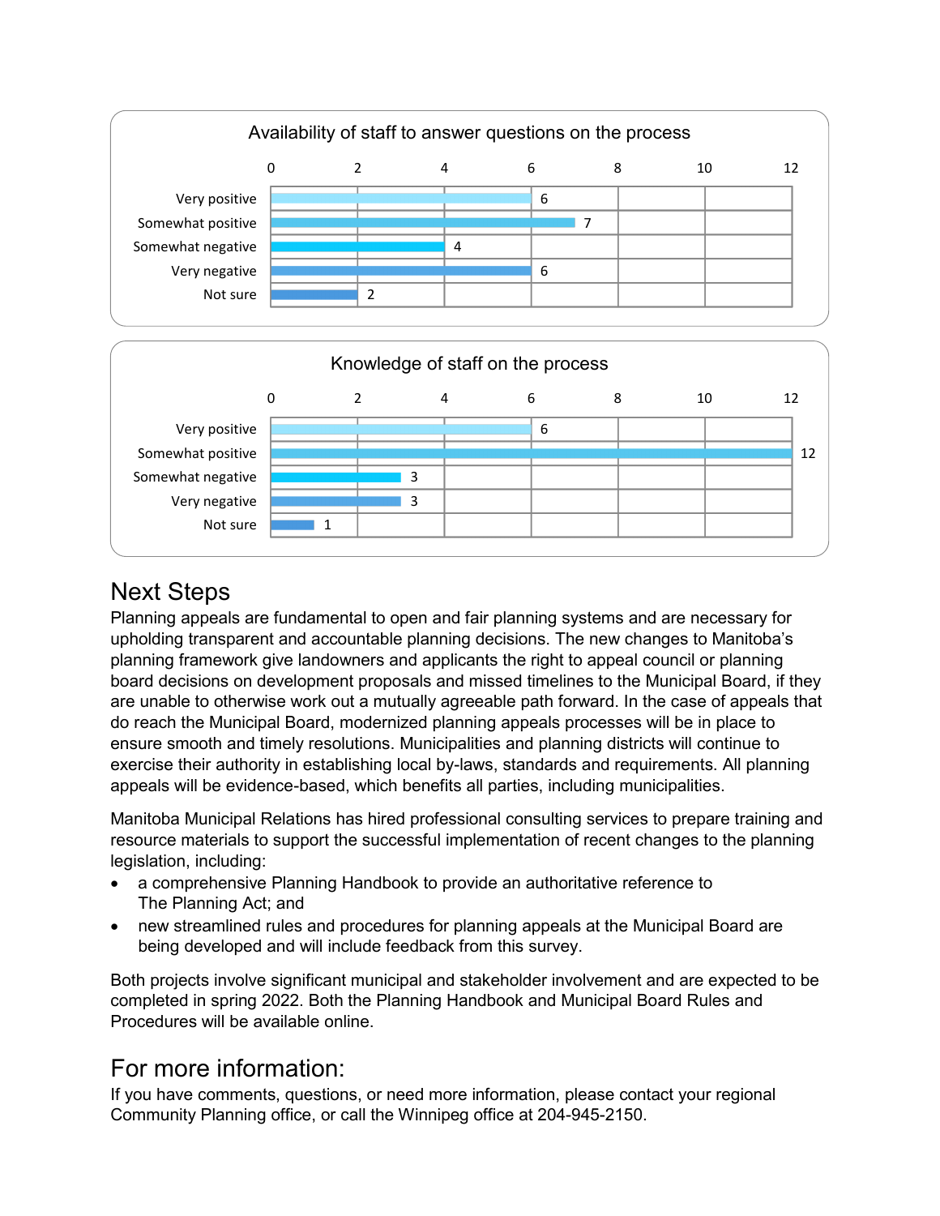Availability of staff to answer questions on the process

0
2
4
6
8
10
12

Very positive
6
Somewhat positive
7
Somewhat negative
4
Very negative
6
Not sure
2

Knowledge of staff on the process

0
2
4
6
8
10
12

Very positive
6
Somewhat positive
12
Somewhat negative
3
Very negative
3
Not sure
1

## Next Steps

Planning appeals are fundamental to open and fair planning systems and are necessary for upholding transparent and accountable planning decisions. The new changes to Manitoba's planning framework give landowners and applicants the right to appeal council or planning board decisions on development proposals and missed timelines to the Municipal Board, if they are unable to otherwise work out a mutually agreeable path forward. In the case of appeals that do reach the Municipal Board, modernized planning appeals processes will be in place to ensure smooth and timely resolutions. Municipalities and planning districts will continue to exercise their authority in establishing local by-laws, standards and requirements. All planning appeals will be evidence-based, which benefits all parties, including municipalities.

Manitoba Municipal Relations has hired professional consulting services to prepare training and resource materials to support the successful implementation of recent changes to the planning legislation, including:

- a comprehensive Planning Handbook to provide an authoritative reference to The Planning Act; and
- new streamlined rules and procedures for planning appeals at the Municipal Board are being developed and will include feedback from this survey.

Both projects involve significant municipal and stakeholder involvement and are expected to be completed in spring 2022. Both the Planning Handbook and Municipal Board Rules and Procedures will be available online.

## For more information:

If you have comments, questions, or need more information, please contact your regional Community Planning office, or call the Winnipeg office at 204-945-2150.